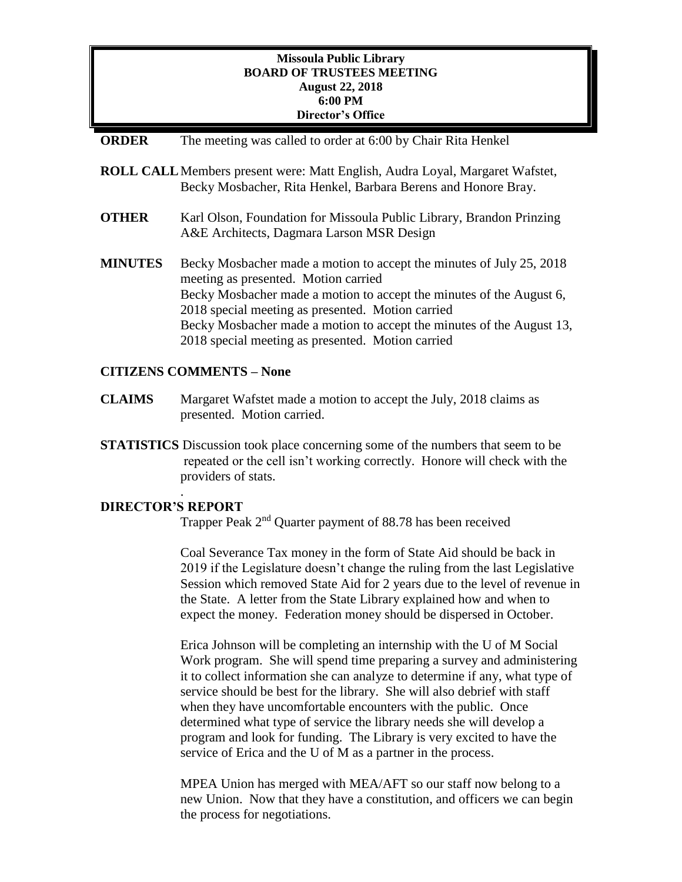**Missoula Public Library**
**BOARD OF TRUSTEES MEETING**
**August 22, 2018**
**6:00 PM**
**Director's Office**

**ORDER** The meeting was called to order at 6:00 by Chair Rita Henkel

**ROLL CALL** Members present were: Matt English, Audra Loyal, Margaret Wafstet, Becky Mosbacher, Rita Henkel, Barbara Berens and Honore Bray.

**OTHER** Karl Olson, Foundation for Missoula Public Library, Brandon Prinzing A&E Architects, Dagmara Larson MSR Design

**MINUTES** Becky Mosbacher made a motion to accept the minutes of July 25, 2018 meeting as presented. Motion carried
Becky Mosbacher made a motion to accept the minutes of the August 6, 2018 special meeting as presented. Motion carried
Becky Mosbacher made a motion to accept the minutes of the August 13, 2018 special meeting as presented. Motion carried

**CITIZENS COMMENTS – None**

**CLAIMS** Margaret Wafstet made a motion to accept the July, 2018 claims as presented. Motion carried.

**STATISTICS** Discussion took place concerning some of the numbers that seem to be repeated or the cell isn't working correctly. Honore will check with the providers of stats.

.

**DIRECTOR'S REPORT**

Trapper Peak 2nd Quarter payment of 88.78 has been received

Coal Severance Tax money in the form of State Aid should be back in 2019 if the Legislature doesn't change the ruling from the last Legislative Session which removed State Aid for 2 years due to the level of revenue in the State. A letter from the State Library explained how and when to expect the money. Federation money should be dispersed in October.

Erica Johnson will be completing an internship with the U of M Social Work program. She will spend time preparing a survey and administering it to collect information she can analyze to determine if any, what type of service should be best for the library. She will also debrief with staff when they have uncomfortable encounters with the public. Once determined what type of service the library needs she will develop a program and look for funding. The Library is very excited to have the service of Erica and the U of M as a partner in the process.

MPEA Union has merged with MEA/AFT so our staff now belong to a new Union. Now that they have a constitution, and officers we can begin the process for negotiations.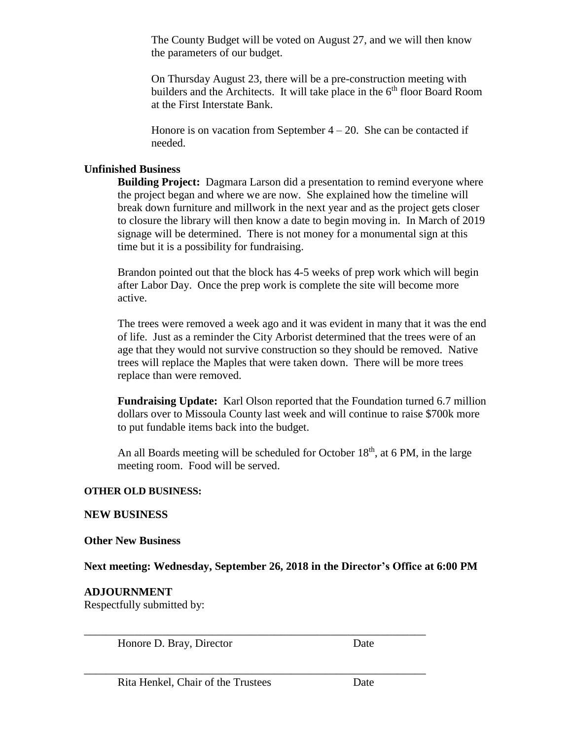The County Budget will be voted on August 27, and we will then know the parameters of our budget.

On Thursday August 23, there will be a pre-construction meeting with builders and the Architects. It will take place in the 6th floor Board Room at the First Interstate Bank.

Honore is on vacation from September 4 – 20. She can be contacted if needed.

**Unfinished Business**

**Building Project:** Dagmara Larson did a presentation to remind everyone where the project began and where we are now. She explained how the timeline will break down furniture and millwork in the next year and as the project gets closer to closure the library will then know a date to begin moving in. In March of 2019 signage will be determined. There is not money for a monumental sign at this time but it is a possibility for fundraising.

Brandon pointed out that the block has 4-5 weeks of prep work which will begin after Labor Day. Once the prep work is complete the site will become more active.

The trees were removed a week ago and it was evident in many that it was the end of life. Just as a reminder the City Arborist determined that the trees were of an age that they would not survive construction so they should be removed. Native trees will replace the Maples that were taken down. There will be more trees replace than were removed.

**Fundraising Update:** Karl Olson reported that the Foundation turned 6.7 million dollars over to Missoula County last week and will continue to raise $700k more to put fundable items back into the budget.

An all Boards meeting will be scheduled for October 18th, at 6 PM, in the large meeting room. Food will be served.

**OTHER OLD BUSINESS:**

**NEW BUSINESS**

**Other New Business**

**Next meeting: Wednesday, September 26, 2018 in the Director's Office at 6:00 PM**

**ADJOURNMENT**

Respectfully submitted by:

_______________________________________________________________

Honore D. Bray, Director Date

_______________________________________________________________

Rita Henkel, Chair of the Trustees Date